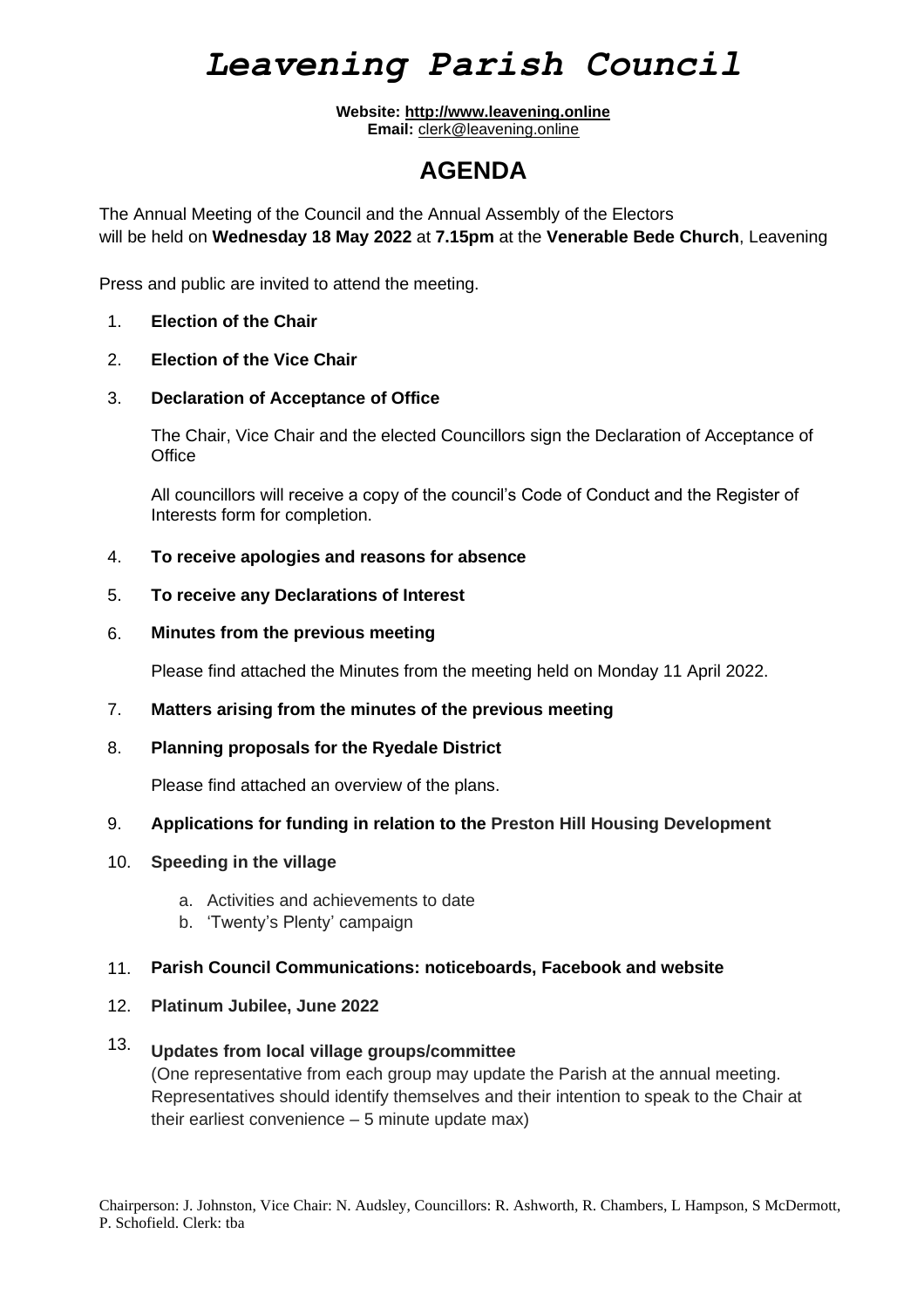# *Leavening Parish Council*

**Website: http://www.leavening.online**
**Email:** clerk@leavening.online

## AGENDA

The Annual Meeting of the Council and the Annual Assembly of the Electors will be held on **Wednesday 18 May 2022** at **7.15pm** at the **Venerable Bede Church**, Leavening

Press and public are invited to attend the meeting.

1. **Election of the Chair**

2. **Election of the Vice Chair**

3. **Declaration of Acceptance of Office**

   The Chair, Vice Chair and the elected Councillors sign the Declaration of Acceptance of Office

   All councillors will receive a copy of the council's Code of Conduct and the Register of Interests form for completion.

4. **To receive apologies and reasons for absence**

5. **To receive any Declarations of Interest**

6. **Minutes from the previous meeting**

   Please find attached the Minutes from the meeting held on Monday 11 April 2022.

7. **Matters arising from the minutes of the previous meeting**

8. **Planning proposals for the Ryedale District**

   Please find attached an overview of the plans.

9. **Applications for funding in relation to the Preston Hill Housing Development**

10. **Speeding in the village**

    a. Activities and achievements to date
    b. 'Twenty's Plenty' campaign

11. **Parish Council Communications: noticeboards, Facebook and website**

12. **Platinum Jubilee, June 2022**

13. **Updates from local village groups/committee**
    (One representative from each group may update the Parish at the annual meeting. Representatives should identify themselves and their intention to speak to the Chair at their earliest convenience – 5 minute update max)

Chairperson: J. Johnston, Vice Chair: N. Audsley, Councillors: R. Ashworth, R. Chambers, L Hampson, S McDermott, P. Schofield. Clerk: tba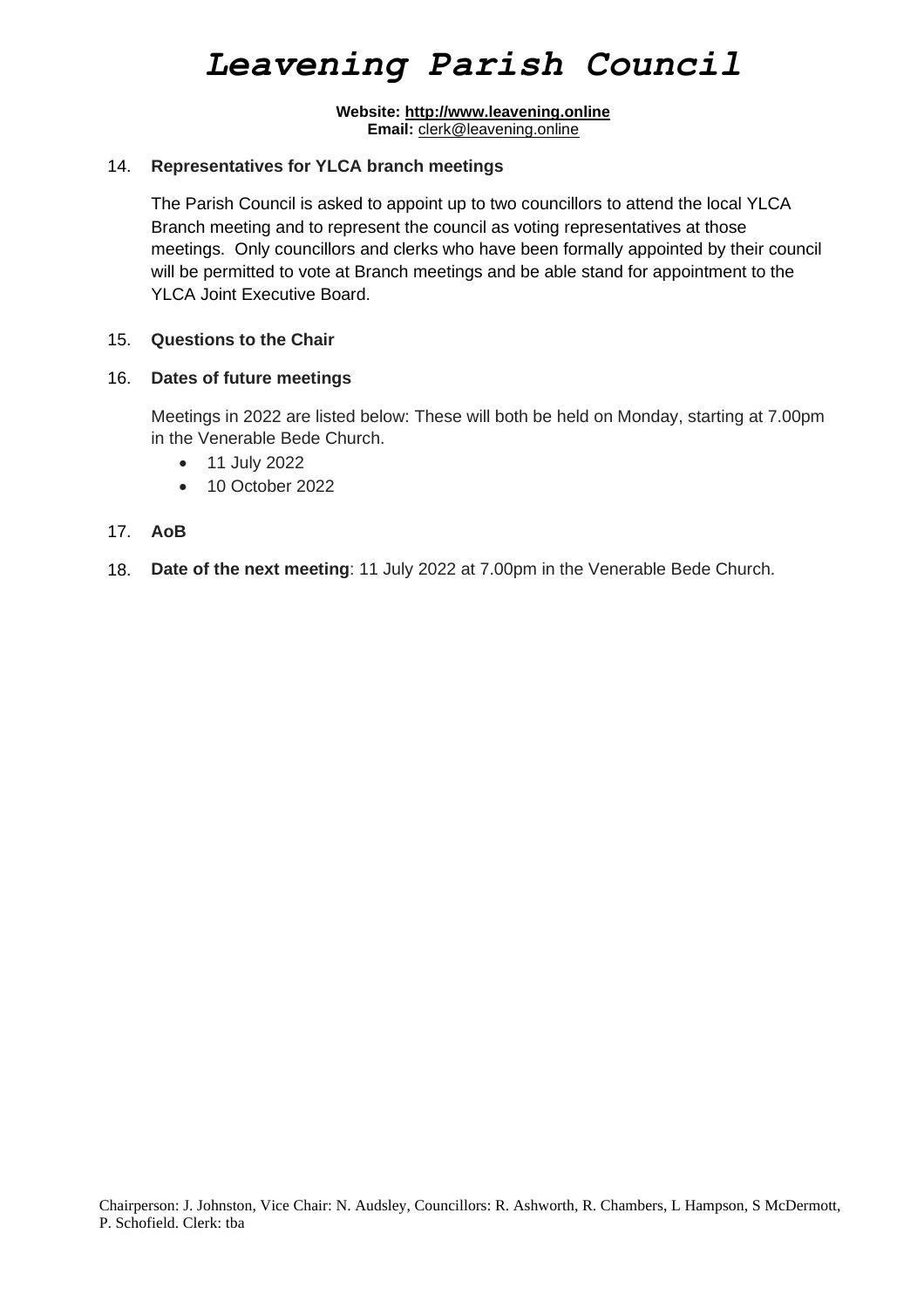# *Leavening Parish Council*

**Website: http://www.leavening.online**
**Email:** clerk@leavening.online

14. **Representatives for YLCA branch meetings**

    The Parish Council is asked to appoint up to two councillors to attend the local YLCA Branch meeting and to represent the council as voting representatives at those meetings. Only councillors and clerks who have been formally appointed by their council will be permitted to vote at Branch meetings and be able stand for appointment to the YLCA Joint Executive Board.

15. **Questions to the Chair**

16. **Dates of future meetings**

    Meetings in 2022 are listed below: These will both be held on Monday, starting at 7.00pm in the Venerable Bede Church.

    - 11 July 2022
    - 10 October 2022

17. **AoB**

18. **Date of the next meeting**: 11 July 2022 at 7.00pm in the Venerable Bede Church.

Chairperson: J. Johnston, Vice Chair: N. Audsley, Councillors: R. Ashworth, R. Chambers, L Hampson, S McDermott, P. Schofield. Clerk: tba